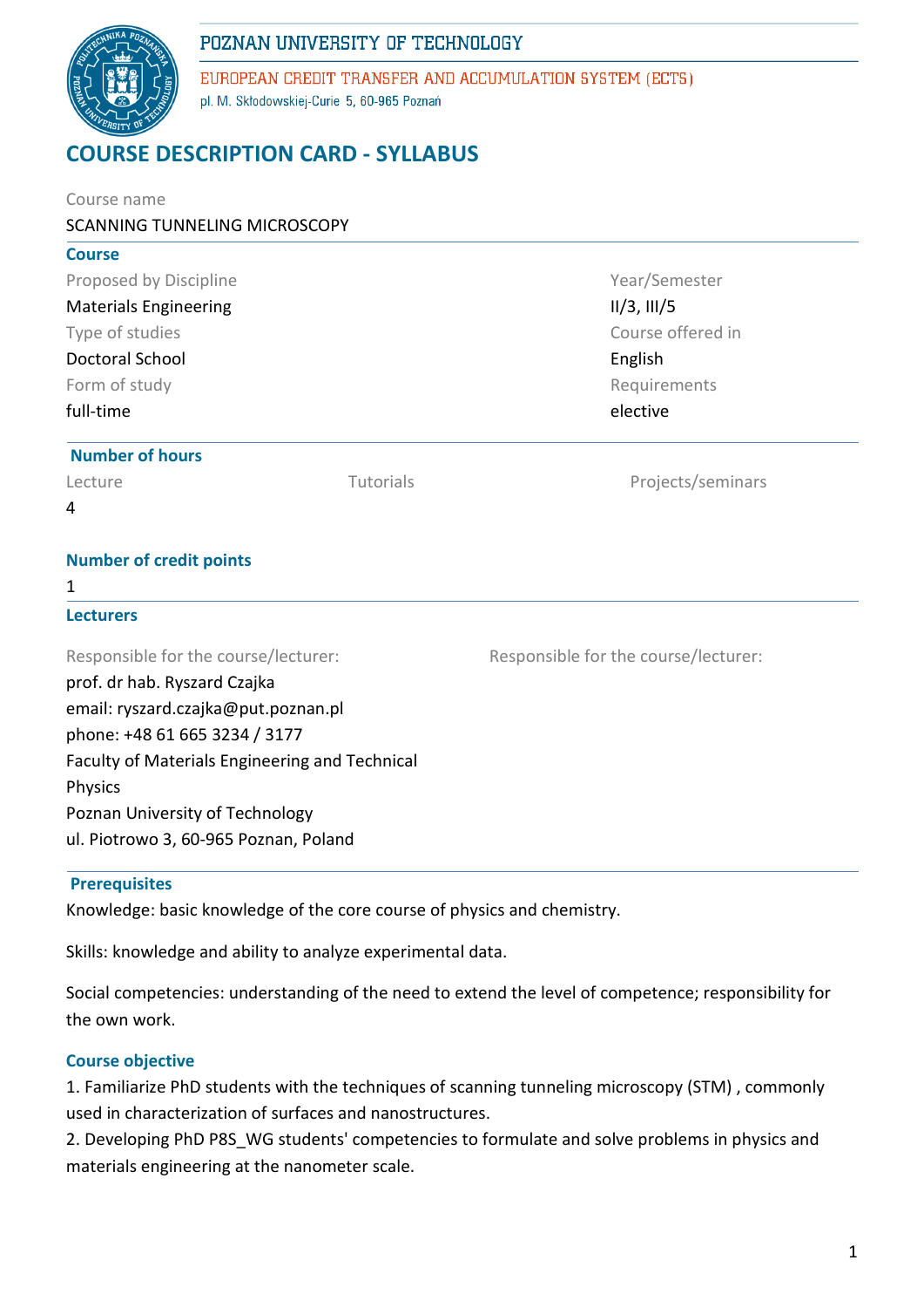POZNAN UNIVERSITY OF TECHNOLOGY

EUROPEAN CREDIT TRANSFER AND ACCUMULATION SYSTEM (ECTS)

pl. M. Skłodowskiej-Curie 5, 60-965 Poznań

# COURSE DESCRIPTION CARD - SYLLABUS

Course name

SCANNING TUNNELING MICROSCOPY

## Course

| Field | Value | Field | Value |
|---|---|---|---|
| Proposed by Discipline | Materials Engineering | Year/Semester | II/3, III/5 |
| Type of studies | Doctoral School | Course offered in | English |
| Form of study | full-time | Requirements | elective |

## Number of hours

| Lecture | Tutorials | Projects/seminars |
|---|---|---|
| 4 | | |

## Number of credit points

1

## Lecturers

Responsible for the course/lecturer:

prof. dr hab. Ryszard Czajka
email: ryszard.czajka@put.poznan.pl
phone: +48 61 665 3234 / 3177
Faculty of Materials Engineering and Technical Physics
Poznan University of Technology
ul. Piotrowo 3, 60-965 Poznan, Poland

Responsible for the course/lecturer:

## Prerequisites

Knowledge: basic knowledge of the core course of physics and chemistry.

Skills: knowledge and ability to analyze experimental data.

Social competencies: understanding of the need to extend the level of competence; responsibility for the own work.

## Course objective

1. Familiarize PhD students with the techniques of scanning tunneling microscopy (STM) , commonly used in characterization of surfaces and nanostructures.
2. Developing PhD P8S_WG students' competencies to formulate and solve problems in physics and materials engineering at the nanometer scale.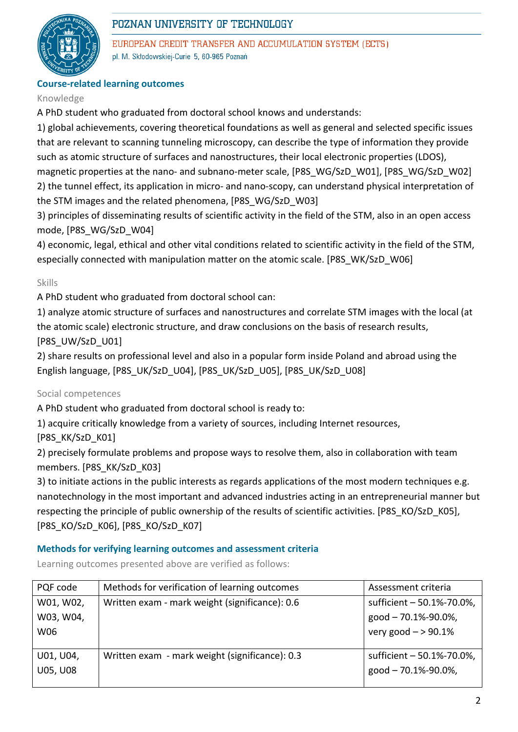## Course-related learning outcomes

Knowledge

A PhD student who graduated from doctoral school knows and understands:

1) global achievements, covering theoretical foundations as well as general and selected specific issues that are relevant to scanning tunneling microscopy, can describe the type of information they provide such as atomic structure of surfaces and nanostructures, their local electronic properties (LDOS), magnetic properties at the nano- and subnano-meter scale, [P8S_WG/SzD_W01], [P8S_WG/SzD_W02]

2) the tunnel effect, its application in micro- and nano-scopy, can understand physical interpretation of the STM images and the related phenomena, [P8S_WG/SzD_W03]

3) principles of disseminating results of scientific activity in the field of the STM, also in an open access mode, [P8S_WG/SzD_W04]

4) economic, legal, ethical and other vital conditions related to scientific activity in the field of the STM, especially connected with manipulation matter on the atomic scale. [P8S_WK/SzD_W06]

Skills

A PhD student who graduated from doctoral school can:

1) analyze atomic structure of surfaces and nanostructures and correlate STM images with the local (at the atomic scale) electronic structure, and draw conclusions on the basis of research results, [P8S_UW/SzD_U01]

2) share results on professional level and also in a popular form inside Poland and abroad using the English language, [P8S_UK/SzD_U04], [P8S_UK/SzD_U05], [P8S_UK/SzD_U08]

Social competences

A PhD student who graduated from doctoral school is ready to:

1) acquire critically knowledge from a variety of sources, including Internet resources, [P8S_KK/SzD_K01]

2) precisely formulate problems and propose ways to resolve them, also in collaboration with team members. [P8S_KK/SzD_K03]

3) to initiate actions in the public interests as regards applications of the most modern techniques e.g. nanotechnology in the most important and advanced industries acting in an entrepreneurial manner but respecting the principle of public ownership of the results of scientific activities. [P8S_KO/SzD_K05], [P8S_KO/SzD_K06], [P8S_KO/SzD_K07]

## Methods for verifying learning outcomes and assessment criteria

Learning outcomes presented above are verified as follows:

| PQF code | Methods for verification of learning outcomes | Assessment criteria |
|---|---|---|
| W01, W02, W03, W04, W06 | Written exam - mark weight (significance): 0.6 | sufficient – 50.1%-70.0%, good – 70.1%-90.0%, very good – > 90.1% |
| U01, U04, U05, U08 | Written exam - mark weight (significance): 0.3 | sufficient – 50.1%-70.0%, good – 70.1%-90.0%, |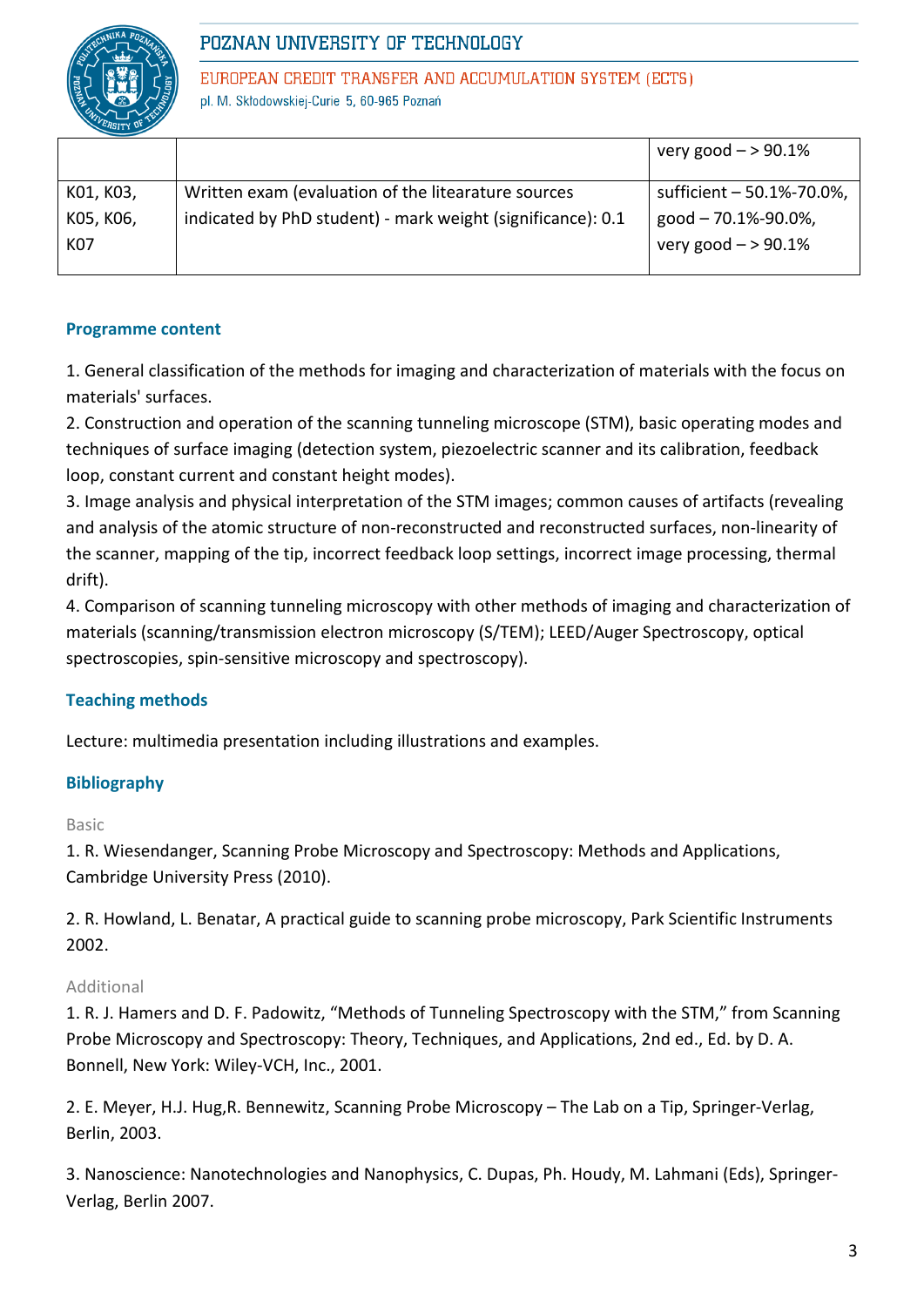|  |  | very good – > 90.1% |
| --- | --- | --- |
| K01, K03, K05, K06, K07 | Written exam (evaluation of the litearature sources indicated by PhD student) - mark weight (significance): 0.1 | sufficient – 50.1%-70.0%, good – 70.1%-90.0%, very good – > 90.1% |

### Programme content

1. General classification of the methods for imaging and characterization of materials with the focus on materials' surfaces.
2. Construction and operation of the scanning tunneling microscope (STM), basic operating modes and techniques of surface imaging (detection system, piezoelectric scanner and its calibration, feedback loop, constant current and constant height modes).
3. Image analysis and physical interpretation of the STM images; common causes of artifacts (revealing and analysis of the atomic structure of non-reconstructed and reconstructed surfaces, non-linearity of the scanner, mapping of the tip, incorrect feedback loop settings, incorrect image processing, thermal drift).
4. Comparison of scanning tunneling microscopy with other methods of imaging and characterization of materials (scanning/transmission electron microscopy (S/TEM); LEED/Auger Spectroscopy, optical spectroscopies, spin-sensitive microscopy and spectroscopy).

### Teaching methods

Lecture: multimedia presentation including illustrations and examples.

### Bibliography

Basic

1. R. Wiesendanger, Scanning Probe Microscopy and Spectroscopy: Methods and Applications, Cambridge University Press (2010).

2. R. Howland, L. Benatar, A practical guide to scanning probe microscopy, Park Scientific Instruments 2002.

Additional

1. R. J. Hamers and D. F. Padowitz, "Methods of Tunneling Spectroscopy with the STM," from Scanning Probe Microscopy and Spectroscopy: Theory, Techniques, and Applications, 2nd ed., Ed. by D. A. Bonnell, New York: Wiley-VCH, Inc., 2001.

2. E. Meyer, H.J. Hug,R. Bennewitz, Scanning Probe Microscopy – The Lab on a Tip, Springer-Verlag, Berlin, 2003.

3. Nanoscience: Nanotechnologies and Nanophysics, C. Dupas, Ph. Houdy, M. Lahmani (Eds), Springer-Verlag, Berlin 2007.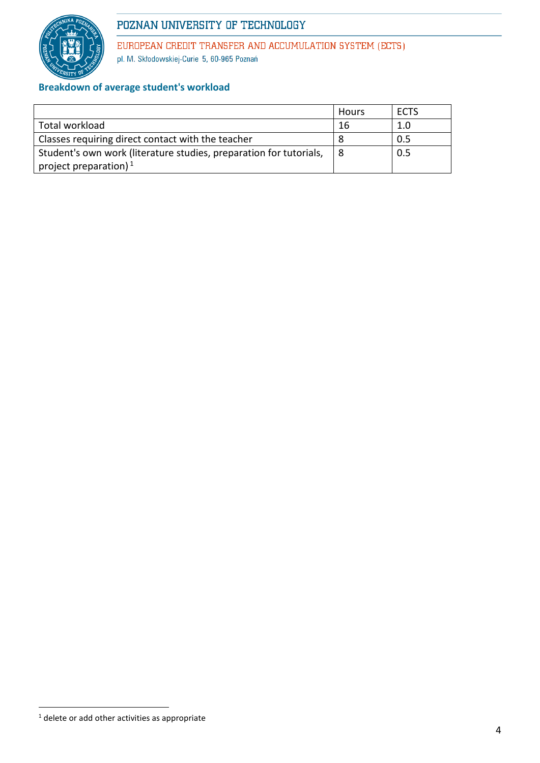### Breakdown of average student's workload

| | Hours | ECTS |
|---|---|---|
| Total workload | 16 | 1.0 |
| Classes requiring direct contact with the teacher | 8 | 0.5 |
| Student's own work (literature studies, preparation for tutorials, project preparation) [1] | 8 | 0.5 |

[1] delete or add other activities as appropriate